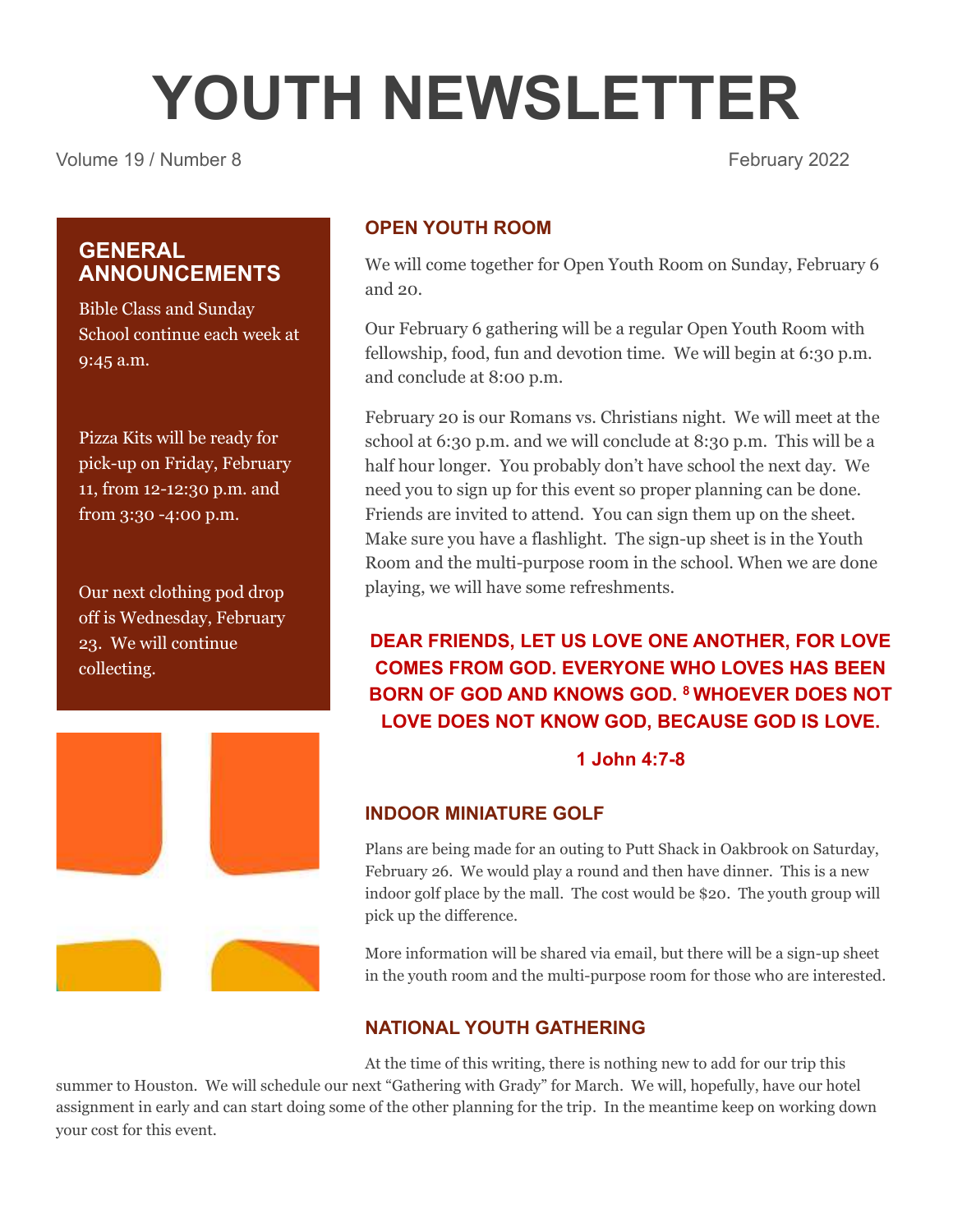# YOUTH NEWSLETTER

Volume 19 / Number 8 February 2022

## GENERAL ANNOUNCEMENTS

Bible Class and Sunday School continue each week at 9:45 a.m.

Pizza Kits will be ready for pick-up on Friday, February 11, from 12-12:30 p.m. and from 3:30 -4:00 p.m.

Our next clothing pod drop off is Wednesday, February 23. We will continue collecting.

## OPEN YOUTH ROOM

We will come together for Open Youth Room on Sunday, February 6 and 20.

Our February 6 gathering will be a regular Open Youth Room with fellowship, food, fun and devotion time. We will begin at 6:30 p.m. and conclude at 8:00 p.m.

February 20 is our Romans vs. Christians night. We will meet at the school at 6:30 p.m. and we will conclude at 8:30 p.m. This will be a half hour longer. You probably don't have school the next day. We need you to sign up for this event so proper planning can be done. Friends are invited to attend. You can sign them up on the sheet. Make sure you have a flashlight. The sign-up sheet is in the Youth Room and the multi-purpose room in the school. When we are done playing, we will have some refreshments.

**DEAR FRIENDS, LET US LOVE ONE ANOTHER, FOR LOVE COMES FROM GOD. EVERYONE WHO LOVES HAS BEEN BORN OF GOD AND KNOWS GOD. [8] WHOEVER DOES NOT LOVE DOES NOT KNOW GOD, BECAUSE GOD IS LOVE.**

**1 John 4:7-8**

## INDOOR MINIATURE GOLF

Plans are being made for an outing to Putt Shack in Oakbrook on Saturday, February 26. We would play a round and then have dinner. This is a new indoor golf place by the mall. The cost would be $20. The youth group will pick up the difference.

More information will be shared via email, but there will be a sign-up sheet in the youth room and the multi-purpose room for those who are interested.

## NATIONAL YOUTH GATHERING

At the time of this writing, there is nothing new to add for our trip this summer to Houston. We will schedule our next "Gathering with Grady" for March. We will, hopefully, have our hotel assignment in early and can start doing some of the other planning for the trip. In the meantime keep on working down your cost for this event.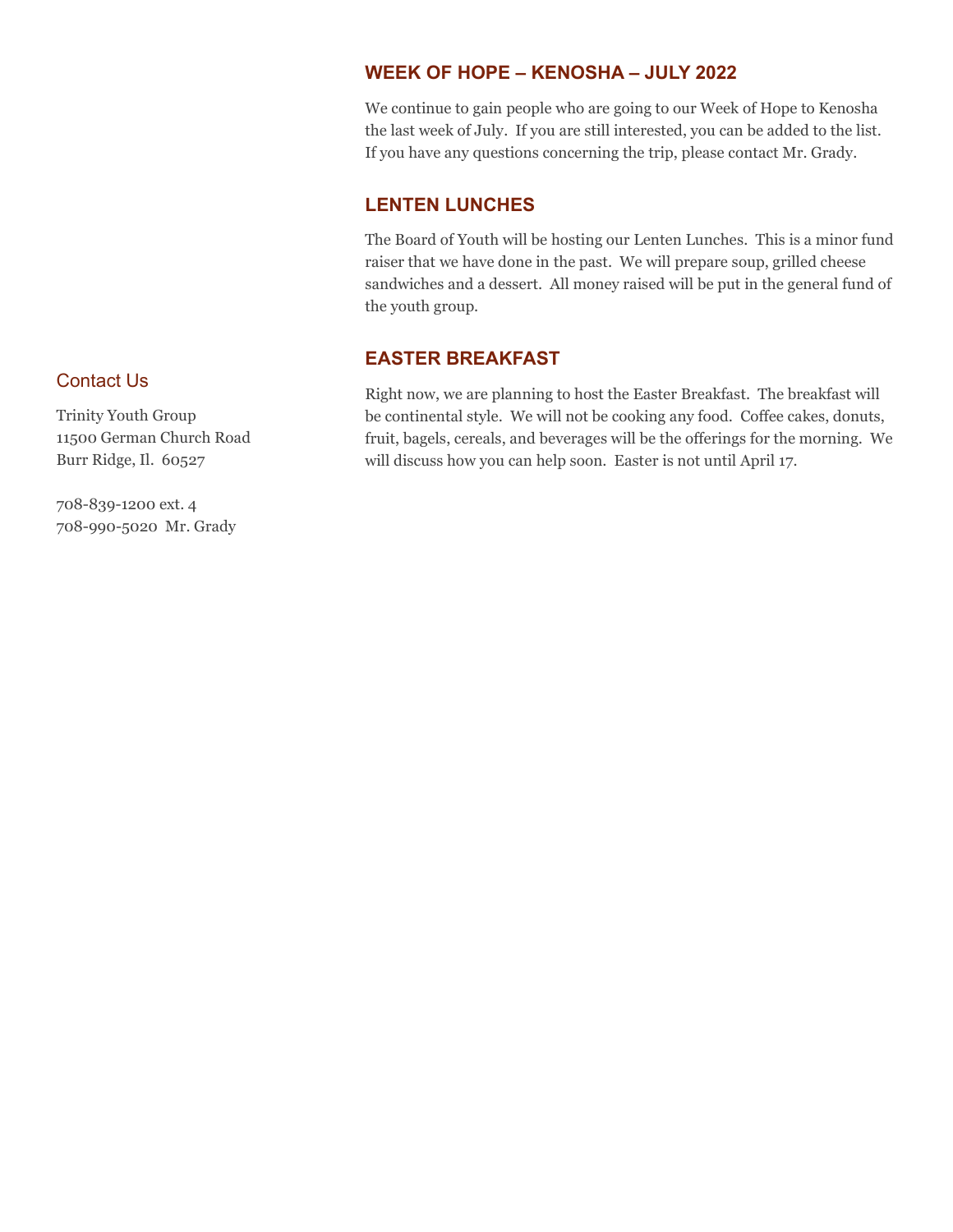## WEEK OF HOPE – KENOSHA – JULY 2022

We continue to gain people who are going to our Week of Hope to Kenosha the last week of July. If you are still interested, you can be added to the list. If you have any questions concerning the trip, please contact Mr. Grady.

## LENTEN LUNCHES

The Board of Youth will be hosting our Lenten Lunches. This is a minor fund raiser that we have done in the past. We will prepare soup, grilled cheese sandwiches and a dessert. All money raised will be put in the general fund of the youth group.

## EASTER BREAKFAST

Right now, we are planning to host the Easter Breakfast. The breakfast will be continental style. We will not be cooking any food. Coffee cakes, donuts, fruit, bagels, cereals, and beverages will be the offerings for the morning. We will discuss how you can help soon. Easter is not until April 17.

### Contact Us

Trinity Youth Group
11500 German Church Road
Burr Ridge, Il. 60527

708-839-1200 ext. 4
708-990-5020 Mr. Grady